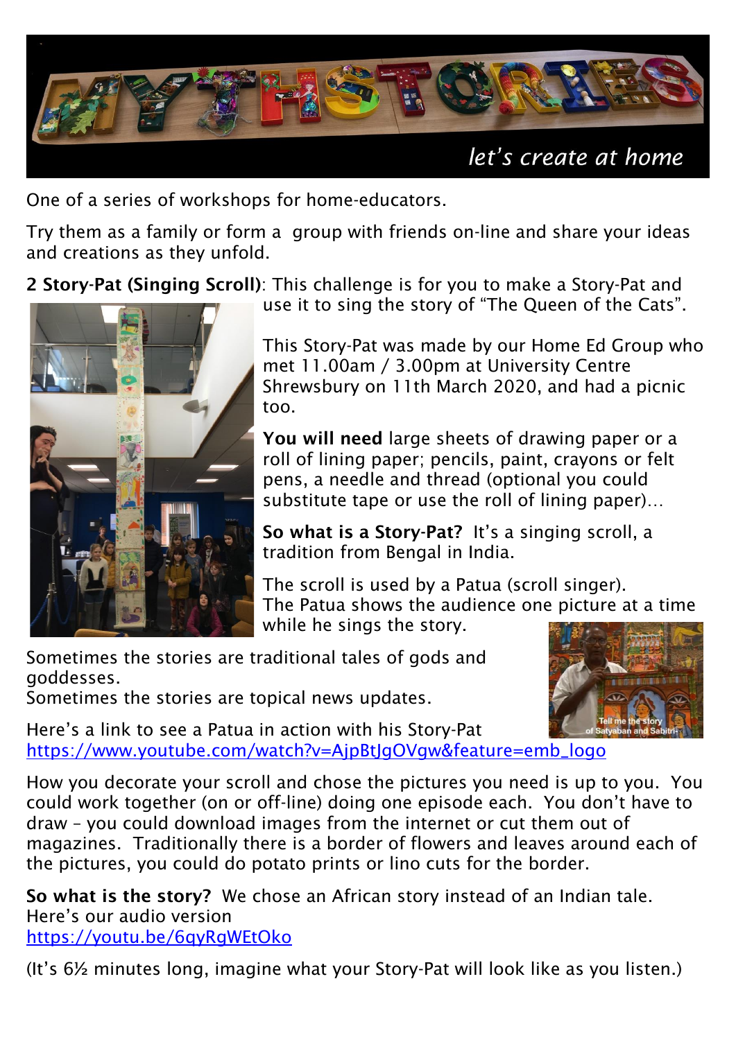# MYTHSTORIES

*let's create at home*

One of a series of workshops for home-educators.

Try them as a family or form a group with friends on-line and share your ideas and creations as they unfold.

**2 Story-Pat (Singing Scroll)**: This challenge is for you to make a Story-Pat and use it to sing the story of "The Queen of the Cats".

This Story-Pat was made by our Home Ed Group who met 11.00am / 3.00pm at University Centre Shrewsbury on 11th March 2020, and had a picnic too.

**You will need** large sheets of drawing paper or a roll of lining paper; pencils, paint, crayons or felt pens, a needle and thread (optional you could substitute tape or use the roll of lining paper)…

**So what is a Story-Pat?** It's a singing scroll, a tradition from Bengal in India.

The scroll is used by a Patua (scroll singer). The Patua shows the audience one picture at a time while he sings the story.

Sometimes the stories are traditional tales of gods and goddesses.
Sometimes the stories are topical news updates.

Here's a link to see a Patua in action with his Story-Pat
https://www.youtube.com/watch?v=AjpBtJgOVgw&feature=emb_logo

How you decorate your scroll and chose the pictures you need is up to you. You could work together (on or off-line) doing one episode each. You don't have to draw – you could download images from the internet or cut them out of magazines. Traditionally there is a border of flowers and leaves around each of the pictures, you could do potato prints or lino cuts for the border.

**So what is the story?** We chose an African story instead of an Indian tale. Here's our audio version
https://youtu.be/6qyRgWEtOko

(It's 6½ minutes long, imagine what your Story-Pat will look like as you listen.)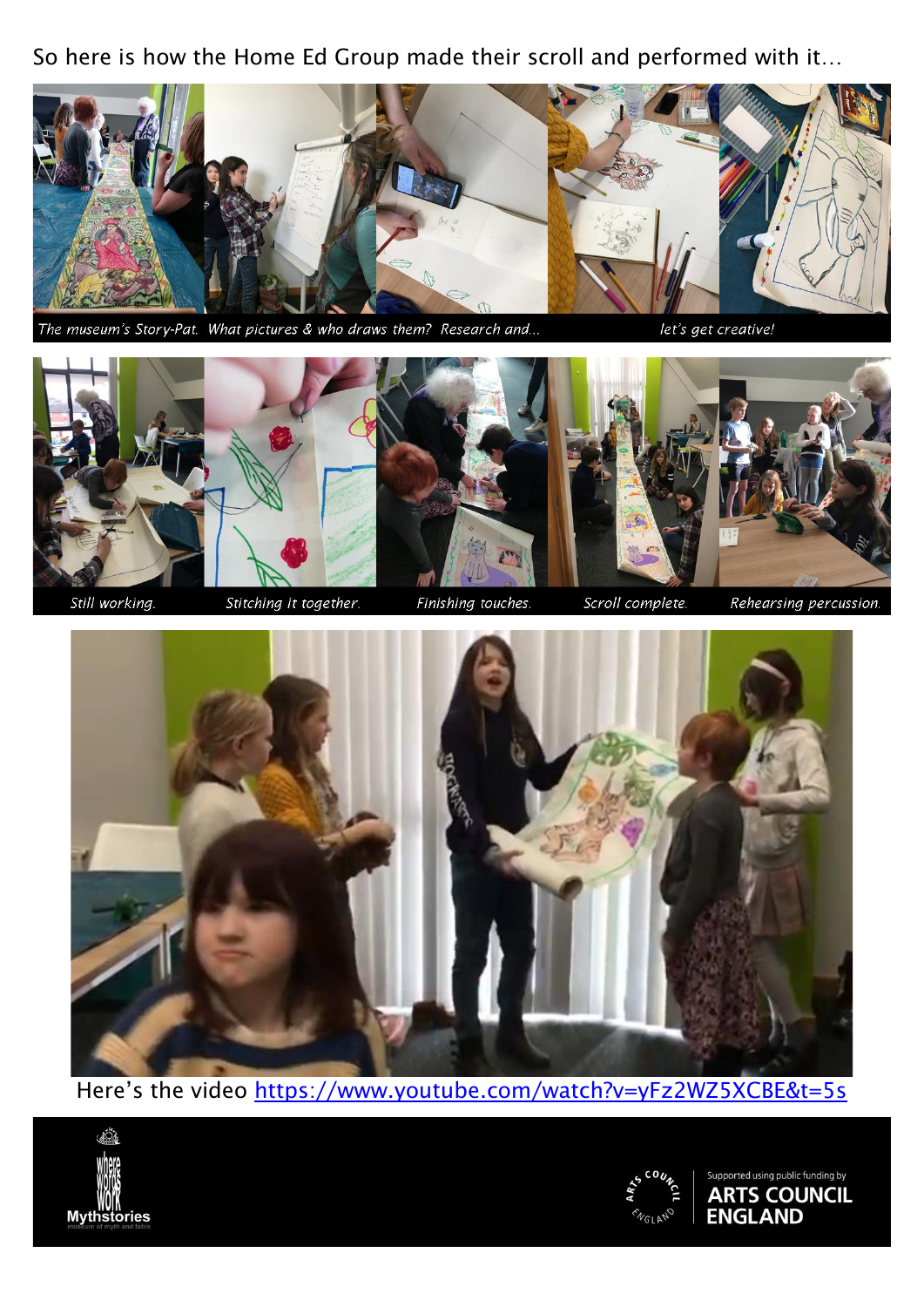So here is how the Home Ed Group made their scroll and performed with it…

*The museum's Story-Pat.* *What pictures & who draws them?* *Research and…* *let's get creative!*

*Still working.* *Stitching it together.* *Finishing touches.* *Scroll complete.* *Rehearsing percussion.*

Here's the video https://www.youtube.com/watch?v=yFz2WZ5XCBE&t=5s

where words work
Mythstories
museum of myth and fable

Supported using public funding by
ARTS COUNCIL ENGLAND